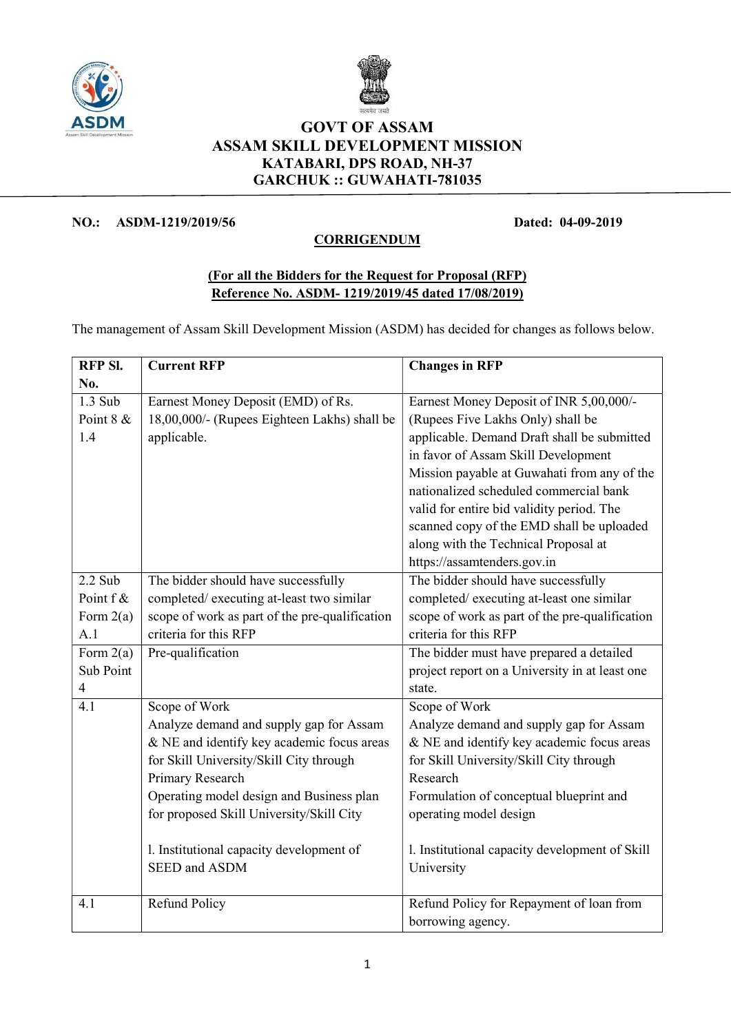# GOVT OF ASSAM
# ASSAM SKILL DEVELOPMENT MISSION
## KATABARI, DPS ROAD, NH-37
## GARCHUK :: GUWAHATI-781035

**NO.: ASDM-1219/2019/56** **Dated: 04-09-2019**

**CORRIGENDUM**

**(For all the Bidders for the Request for Proposal (RFP) Reference No. ASDM- 1219/2019/45 dated 17/08/2019)**

The management of Assam Skill Development Mission (ASDM) has decided for changes as follows below.

| RFP Sl. No. | Current RFP | Changes in RFP |
|---|---|---|
| 1.3 Sub Point 8 & 1.4 | Earnest Money Deposit (EMD) of Rs. 18,00,000/- (Rupees Eighteen Lakhs) shall be applicable. | Earnest Money Deposit of INR 5,00,000/- (Rupees Five Lakhs Only) shall be applicable. Demand Draft shall be submitted in favor of Assam Skill Development Mission payable at Guwahati from any of the nationalized scheduled commercial bank valid for entire bid validity period. The scanned copy of the EMD shall be uploaded along with the Technical Proposal at https://assamtenders.gov.in |
| 2.2 Sub Point f & Form 2(a) A.1 | The bidder should have successfully completed/ executing at-least two similar scope of work as part of the pre-qualification criteria for this RFP | The bidder should have successfully completed/ executing at-least one similar scope of work as part of the pre-qualification criteria for this RFP |
| Form 2(a) Sub Point 4 | Pre-qualification | The bidder must have prepared a detailed project report on a University in at least one state. |
| 4.1 | Scope of Work<br>Analyze demand and supply gap for Assam & NE and identify key academic focus areas for Skill University/Skill City through Primary Research<br>Operating model design and Business plan for proposed Skill University/Skill City<br><br>l. Institutional capacity development of SEED and ASDM | Scope of Work<br>Analyze demand and supply gap for Assam & NE and identify key academic focus areas for Skill University/Skill City through Research<br>Formulation of conceptual blueprint and operating model design<br><br>l. Institutional capacity development of Skill University |
| 4.1 | Refund Policy | Refund Policy for Repayment of loan from borrowing agency. |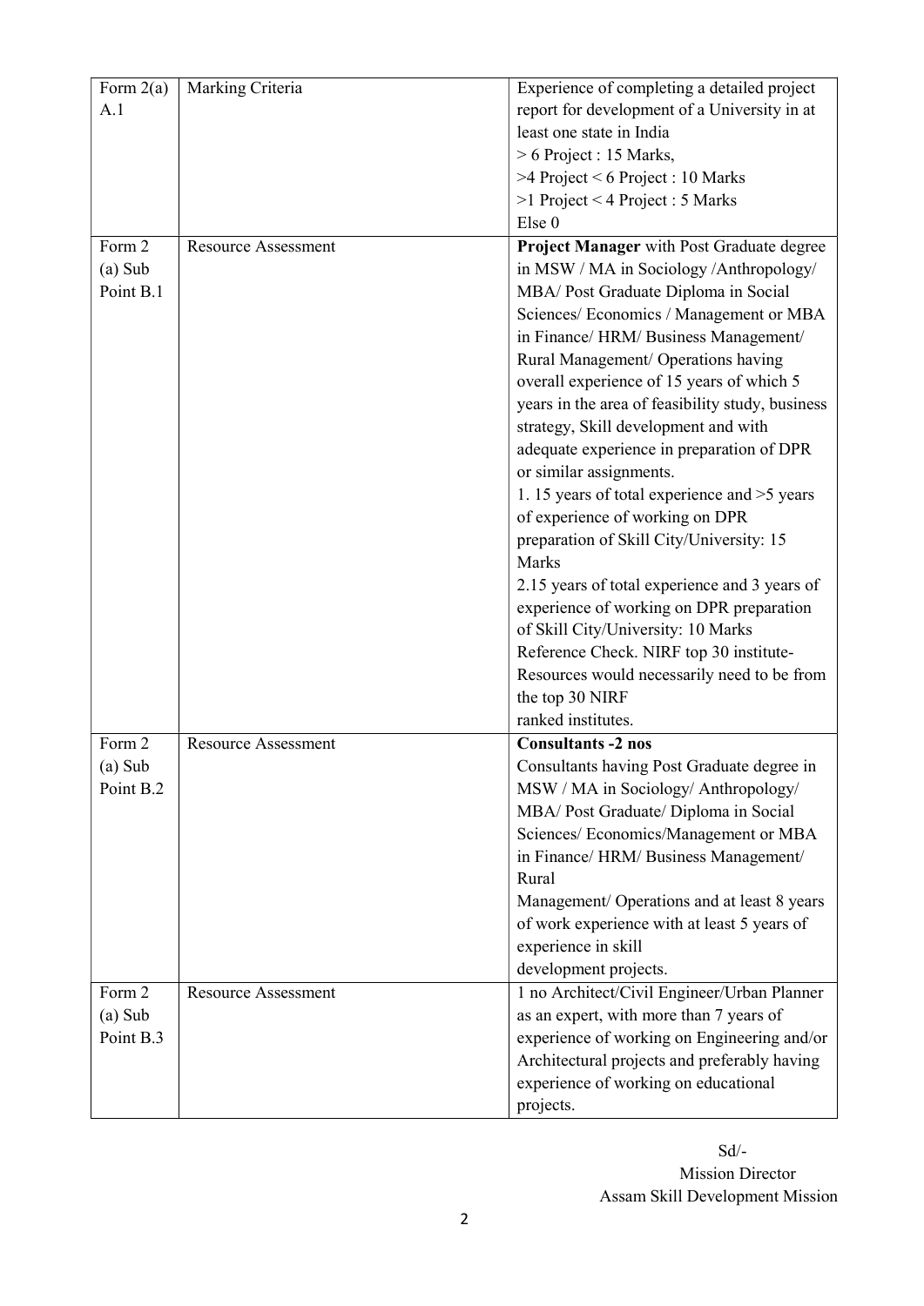| | | |
|---|---|---|
| Form 2(a) A.1 | Marking Criteria | Experience of completing a detailed project report for development of a University in at least one state in India<br>> 6 Project : 15 Marks,<br>>4 Project < 6 Project : 10 Marks<br>>1 Project < 4 Project : 5 Marks<br>Else 0 |
| Form 2 (a) Sub Point B.1 | Resource Assessment | **Project Manager** with Post Graduate degree in MSW / MA in Sociology /Anthropology/ MBA/ Post Graduate Diploma in Social Sciences/ Economics / Management or MBA in Finance/ HRM/ Business Management/ Rural Management/ Operations having overall experience of 15 years of which 5 years in the area of feasibility study, business strategy, Skill development and with adequate experience in preparation of DPR or similar assignments.<br>1. 15 years of total experience and >5 years of experience of working on DPR preparation of Skill City/University: 15 Marks<br>2.15 years of total experience and 3 years of experience of working on DPR preparation of Skill City/University: 10 Marks<br>Reference Check. NIRF top 30 institute- Resources would necessarily need to be from the top 30 NIRF ranked institutes. |
| Form 2 (a) Sub Point B.2 | Resource Assessment | **Consultants -2 nos**<br>Consultants having Post Graduate degree in MSW / MA in Sociology/ Anthropology/ MBA/ Post Graduate/ Diploma in Social Sciences/ Economics/Management or MBA in Finance/ HRM/ Business Management/ Rural Management/ Operations and at least 8 years of work experience with at least 5 years of experience in skill development projects. |
| Form 2 (a) Sub Point B.3 | Resource Assessment | 1 no Architect/Civil Engineer/Urban Planner as an expert, with more than 7 years of experience of working on Engineering and/or Architectural projects and preferably having experience of working on educational projects. |

Sd/-
Mission Director
Assam Skill Development Mission